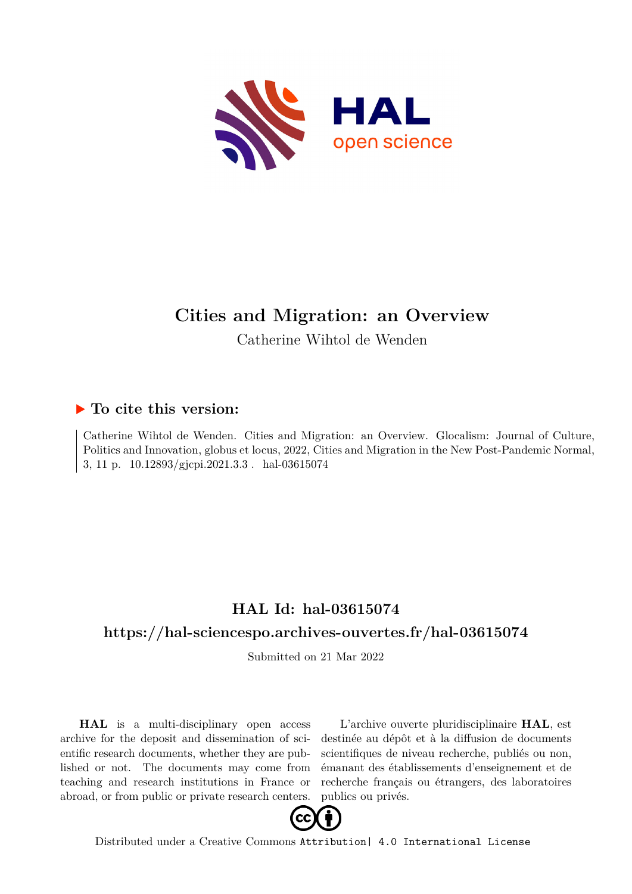# Cities and Migration: an Overview

Catherine Wihtol de Wenden

## ▶ To cite this version:

Catherine Wihtol de Wenden. Cities and Migration: an Overview. Glocalism: Journal of Culture, Politics and Innovation, globus et locus, 2022, Cities and Migration in the New Post-Pandemic Normal, 3, 11 p. 10.12893/gjcpi.2021.3.3 . hal-03615074

## HAL Id: hal-03615074

## https://hal-sciencespo.archives-ouvertes.fr/hal-03615074

Submitted on 21 Mar 2022

**HAL** is a multi-disciplinary open access archive for the deposit and dissemination of scientific research documents, whether they are published or not. The documents may come from teaching and research institutions in France or abroad, or from public or private research centers.

L'archive ouverte pluridisciplinaire **HAL**, est destinée au dépôt et à la diffusion de documents scientifiques de niveau recherche, publiés ou non, émanant des établissements d'enseignement et de recherche français ou étrangers, des laboratoires publics ou privés.

Distributed under a Creative Commons Attribution| 4.0 International License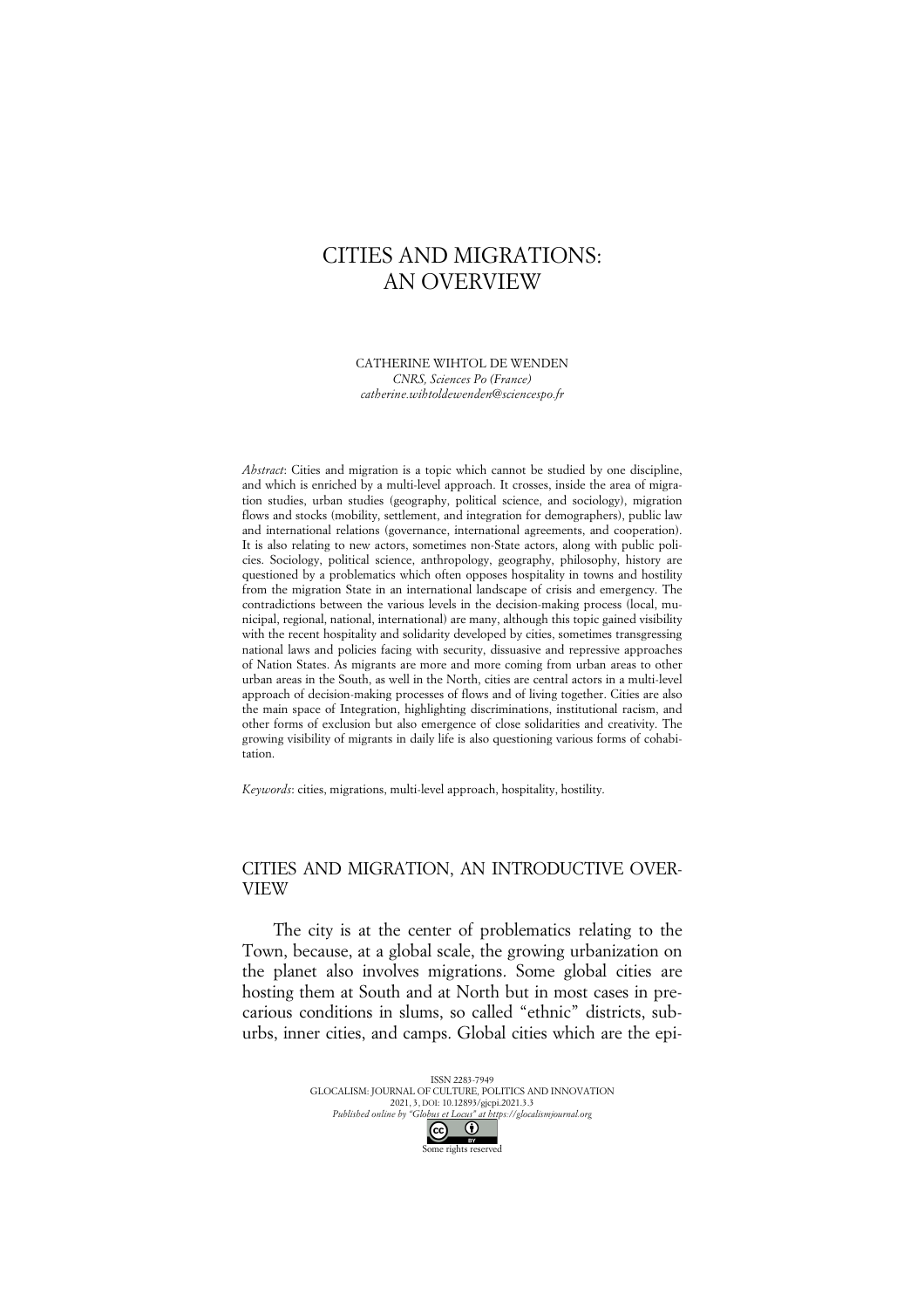# CITIES AND MIGRATIONS: AN OVERVIEW

CATHERINE WIHTOL DE WENDEN
*CNRS, Sciences Po (France)*
*catherine.wihtoldewenden@sciencespo.fr*

*Abstract*: Cities and migration is a topic which cannot be studied by one discipline, and which is enriched by a multi-level approach. It crosses, inside the area of migration studies, urban studies (geography, political science, and sociology), migration flows and stocks (mobility, settlement, and integration for demographers), public law and international relations (governance, international agreements, and cooperation). It is also relating to new actors, sometimes non-State actors, along with public policies. Sociology, political science, anthropology, geography, philosophy, history are questioned by a problematics which often opposes hospitality in towns and hostility from the migration State in an international landscape of crisis and emergency. The contradictions between the various levels in the decision-making process (local, municipal, regional, national, international) are many, although this topic gained visibility with the recent hospitality and solidarity developed by cities, sometimes transgressing national laws and policies facing with security, dissuasive and repressive approaches of Nation States. As migrants are more and more coming from urban areas to other urban areas in the South, as well in the North, cities are central actors in a multi-level approach of decision-making processes of flows and of living together. Cities are also the main space of Integration, highlighting discriminations, institutional racism, and other forms of exclusion but also emergence of close solidarities and creativity. The growing visibility of migrants in daily life is also questioning various forms of cohabitation.

*Keywords*: cities, migrations, multi-level approach, hospitality, hostility.

## CITIES AND MIGRATION, AN INTRODUCTIVE OVERVIEW

The city is at the center of problematics relating to the Town, because, at a global scale, the growing urbanization on the planet also involves migrations. Some global cities are hosting them at South and at North but in most cases in precarious conditions in slums, so called "ethnic" districts, suburbs, inner cities, and camps. Global cities which are the epi-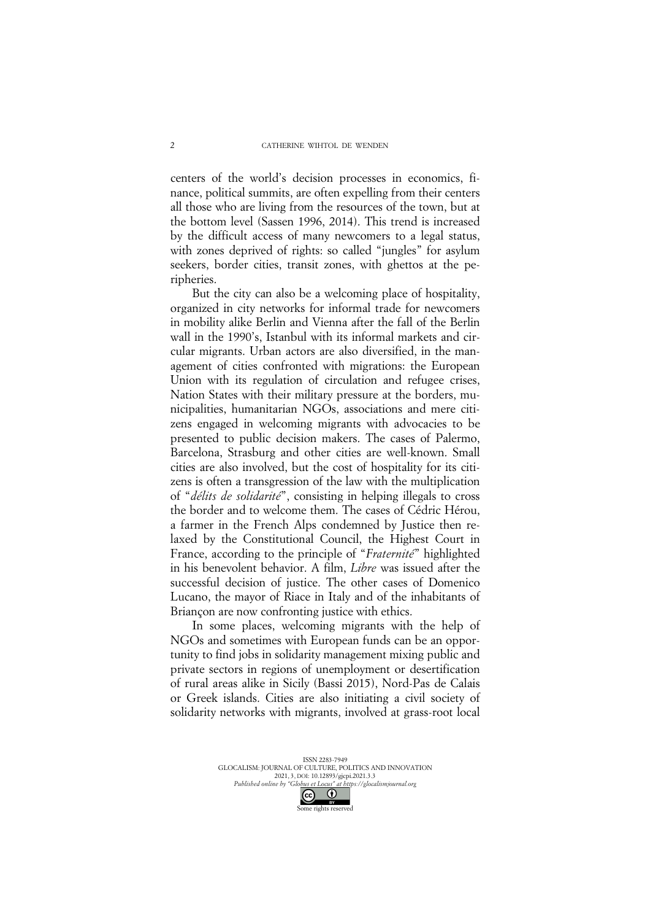centers of the world's decision processes in economics, finance, political summits, are often expelling from their centers all those who are living from the resources of the town, but at the bottom level (Sassen 1996, 2014). This trend is increased by the difficult access of many newcomers to a legal status, with zones deprived of rights: so called "jungles" for asylum seekers, border cities, transit zones, with ghettos at the peripheries.

But the city can also be a welcoming place of hospitality, organized in city networks for informal trade for newcomers in mobility alike Berlin and Vienna after the fall of the Berlin wall in the 1990's, Istanbul with its informal markets and circular migrants. Urban actors are also diversified, in the management of cities confronted with migrations: the European Union with its regulation of circulation and refugee crises, Nation States with their military pressure at the borders, municipalities, humanitarian NGOs, associations and mere citizens engaged in welcoming migrants with advocacies to be presented to public decision makers. The cases of Palermo, Barcelona, Strasburg and other cities are well-known. Small cities are also involved, but the cost of hospitality for its citizens is often a transgression of the law with the multiplication of "*délits de solidarité*", consisting in helping illegals to cross the border and to welcome them. The cases of Cédric Hérou, a farmer in the French Alps condemned by Justice then relaxed by the Constitutional Council, the Highest Court in France, according to the principle of "*Fraternité*" highlighted in his benevolent behavior. A film, *Libre* was issued after the successful decision of justice. The other cases of Domenico Lucano, the mayor of Riace in Italy and of the inhabitants of Briançon are now confronting justice with ethics.

In some places, welcoming migrants with the help of NGOs and sometimes with European funds can be an opportunity to find jobs in solidarity management mixing public and private sectors in regions of unemployment or desertification of rural areas alike in Sicily (Bassi 2015), Nord-Pas de Calais or Greek islands. Cities are also initiating a civil society of solidarity networks with migrants, involved at grass-root local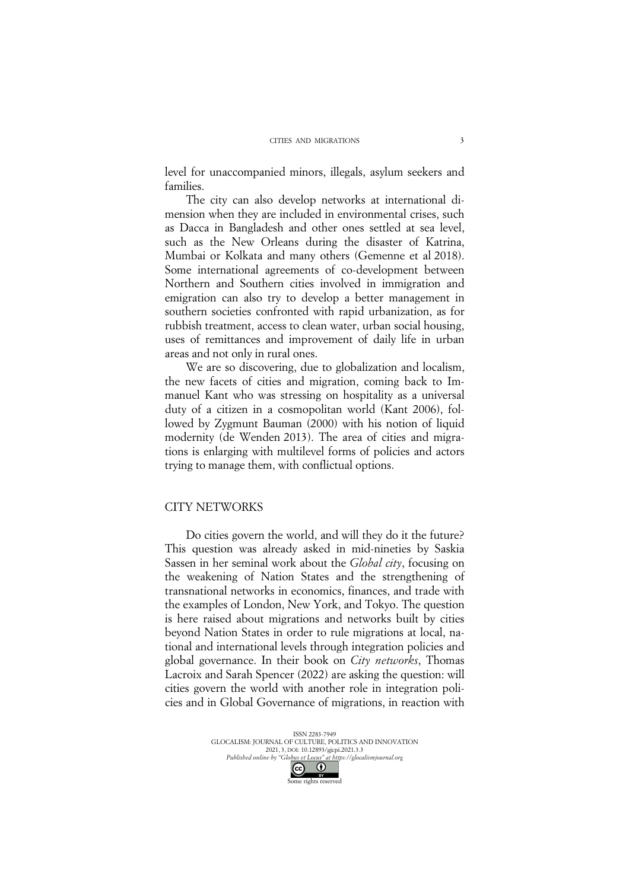level for unaccompanied minors, illegals, asylum seekers and families.

The city can also develop networks at international dimension when they are included in environmental crises, such as Dacca in Bangladesh and other ones settled at sea level, such as the New Orleans during the disaster of Katrina, Mumbai or Kolkata and many others (Gemenne et al 2018). Some international agreements of co-development between Northern and Southern cities involved in immigration and emigration can also try to develop a better management in southern societies confronted with rapid urbanization, as for rubbish treatment, access to clean water, urban social housing, uses of remittances and improvement of daily life in urban areas and not only in rural ones.

We are so discovering, due to globalization and localism, the new facets of cities and migration, coming back to Immanuel Kant who was stressing on hospitality as a universal duty of a citizen in a cosmopolitan world (Kant 2006), followed by Zygmunt Bauman (2000) with his notion of liquid modernity (de Wenden 2013). The area of cities and migrations is enlarging with multilevel forms of policies and actors trying to manage them, with conflictual options.

## CITY NETWORKS

Do cities govern the world, and will they do it the future? This question was already asked in mid-nineties by Saskia Sassen in her seminal work about the *Global city*, focusing on the weakening of Nation States and the strengthening of transnational networks in economics, finances, and trade with the examples of London, New York, and Tokyo. The question is here raised about migrations and networks built by cities beyond Nation States in order to rule migrations at local, national and international levels through integration policies and global governance. In their book on *City networks*, Thomas Lacroix and Sarah Spencer (2022) are asking the question: will cities govern the world with another role in integration policies and in Global Governance of migrations, in reaction with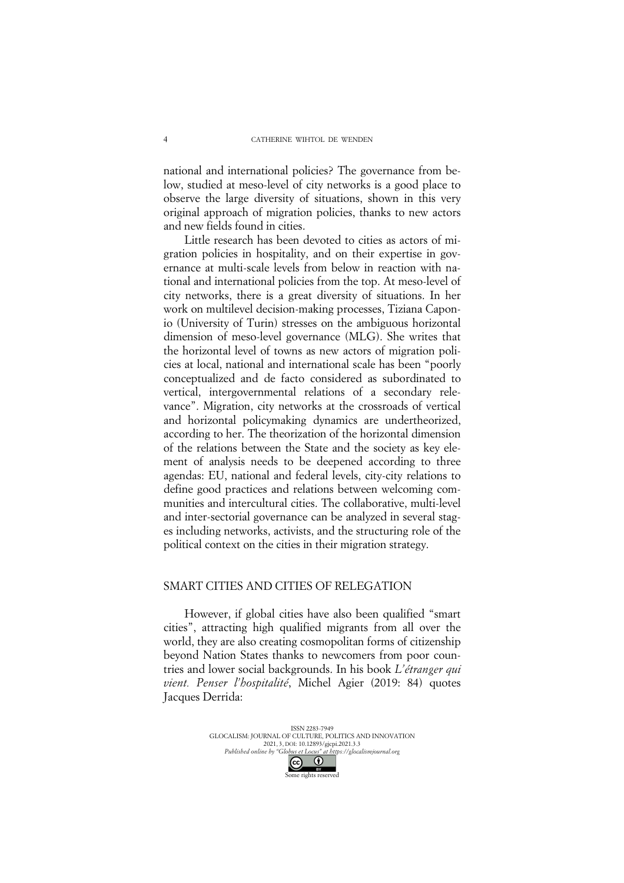national and international policies? The governance from below, studied at meso-level of city networks is a good place to observe the large diversity of situations, shown in this very original approach of migration policies, thanks to new actors and new fields found in cities.

Little research has been devoted to cities as actors of migration policies in hospitality, and on their expertise in governance at multi-scale levels from below in reaction with national and international policies from the top. At meso-level of city networks, there is a great diversity of situations. In her work on multilevel decision-making processes, Tiziana Caponio (University of Turin) stresses on the ambiguous horizontal dimension of meso-level governance (MLG). She writes that the horizontal level of towns as new actors of migration policies at local, national and international scale has been "poorly conceptualized and de facto considered as subordinated to vertical, intergovernmental relations of a secondary relevance". Migration, city networks at the crossroads of vertical and horizontal policymaking dynamics are undertheorized, according to her. The theorization of the horizontal dimension of the relations between the State and the society as key element of analysis needs to be deepened according to three agendas: EU, national and federal levels, city-city relations to define good practices and relations between welcoming communities and intercultural cities. The collaborative, multi-level and inter-sectorial governance can be analyzed in several stages including networks, activists, and the structuring role of the political context on the cities in their migration strategy.

## SMART CITIES AND CITIES OF RELEGATION

However, if global cities have also been qualified "smart cities", attracting high qualified migrants from all over the world, they are also creating cosmopolitan forms of citizenship beyond Nation States thanks to newcomers from poor countries and lower social backgrounds. In his book *L'étranger qui vient. Penser l'hospitalité*, Michel Agier (2019: 84) quotes Jacques Derrida: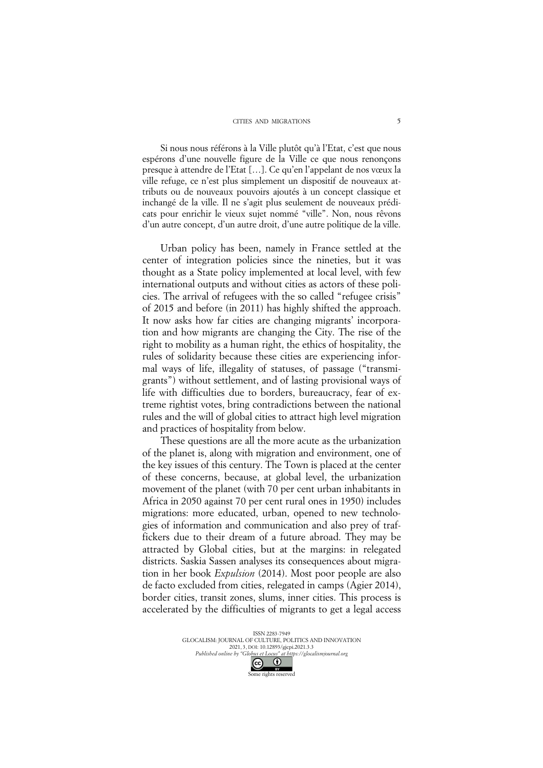Si nous nous référons à la Ville plutôt qu'à l'Etat, c'est que nous espérons d'une nouvelle figure de la Ville ce que nous renonçons presque à attendre de l'Etat […]. Ce qu'en l'appelant de nos vœux la ville refuge, ce n'est plus simplement un dispositif de nouveaux attributs ou de nouveaux pouvoirs ajoutés à un concept classique et inchangé de la ville. Il ne s'agit plus seulement de nouveaux prédicats pour enrichir le vieux sujet nommé "ville". Non, nous rêvons d'un autre concept, d'un autre droit, d'une autre politique de la ville.

Urban policy has been, namely in France settled at the center of integration policies since the nineties, but it was thought as a State policy implemented at local level, with few international outputs and without cities as actors of these policies. The arrival of refugees with the so called "refugee crisis" of 2015 and before (in 2011) has highly shifted the approach. It now asks how far cities are changing migrants' incorporation and how migrants are changing the City. The rise of the right to mobility as a human right, the ethics of hospitality, the rules of solidarity because these cities are experiencing informal ways of life, illegality of statuses, of passage ("transmigrants") without settlement, and of lasting provisional ways of life with difficulties due to borders, bureaucracy, fear of extreme rightist votes, bring contradictions between the national rules and the will of global cities to attract high level migration and practices of hospitality from below.

These questions are all the more acute as the urbanization of the planet is, along with migration and environment, one of the key issues of this century. The Town is placed at the center of these concerns, because, at global level, the urbanization movement of the planet (with 70 per cent urban inhabitants in Africa in 2050 against 70 per cent rural ones in 1950) includes migrations: more educated, urban, opened to new technologies of information and communication and also prey of traffickers due to their dream of a future abroad. They may be attracted by Global cities, but at the margins: in relegated districts. Saskia Sassen analyses its consequences about migration in her book *Expulsion* (2014). Most poor people are also de facto excluded from cities, relegated in camps (Agier 2014), border cities, transit zones, slums, inner cities. This process is accelerated by the difficulties of migrants to get a legal access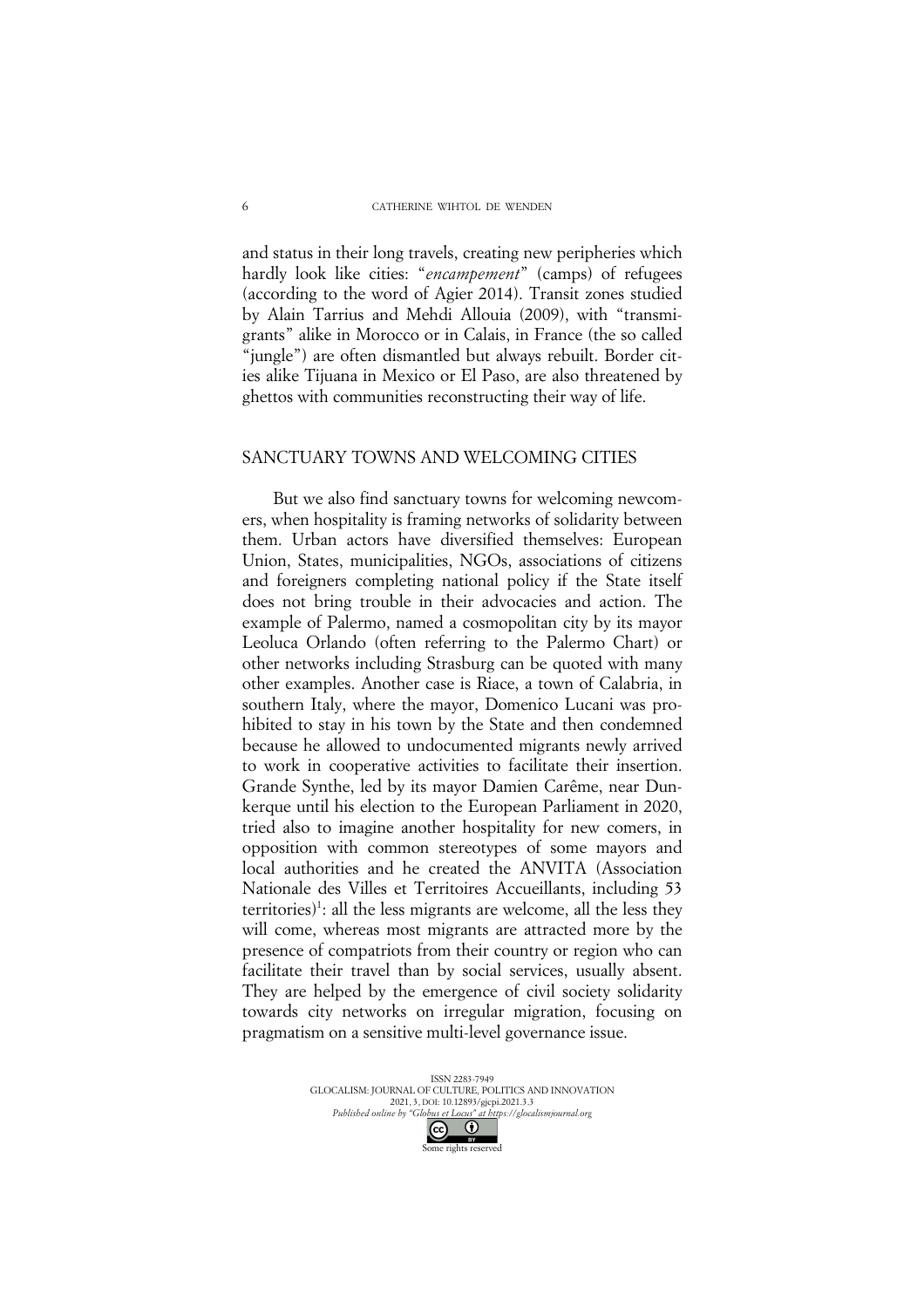and status in their long travels, creating new peripheries which hardly look like cities: "*encampement*" (camps) of refugees (according to the word of Agier 2014). Transit zones studied by Alain Tarrius and Mehdi Allouia (2009), with "transmigrants" alike in Morocco or in Calais, in France (the so called "jungle") are often dismantled but always rebuilt. Border cities alike Tijuana in Mexico or El Paso, are also threatened by ghettos with communities reconstructing their way of life.

## SANCTUARY TOWNS AND WELCOMING CITIES

But we also find sanctuary towns for welcoming newcomers, when hospitality is framing networks of solidarity between them. Urban actors have diversified themselves: European Union, States, municipalities, NGOs, associations of citizens and foreigners completing national policy if the State itself does not bring trouble in their advocacies and action. The example of Palermo, named a cosmopolitan city by its mayor Leoluca Orlando (often referring to the Palermo Chart) or other networks including Strasburg can be quoted with many other examples. Another case is Riace, a town of Calabria, in southern Italy, where the mayor, Domenico Lucani was prohibited to stay in his town by the State and then condemned because he allowed to undocumented migrants newly arrived to work in cooperative activities to facilitate their insertion. Grande Synthe, led by its mayor Damien Carême, near Dunkerque until his election to the European Parliament in 2020, tried also to imagine another hospitality for new comers, in opposition with common stereotypes of some mayors and local authorities and he created the ANVITA (Association Nationale des Villes et Territoires Accueillants, including 53 territories)[1]: all the less migrants are welcome, all the less they will come, whereas most migrants are attracted more by the presence of compatriots from their country or region who can facilitate their travel than by social services, usually absent. They are helped by the emergence of civil society solidarity towards city networks on irregular migration, focusing on pragmatism on a sensitive multi-level governance issue.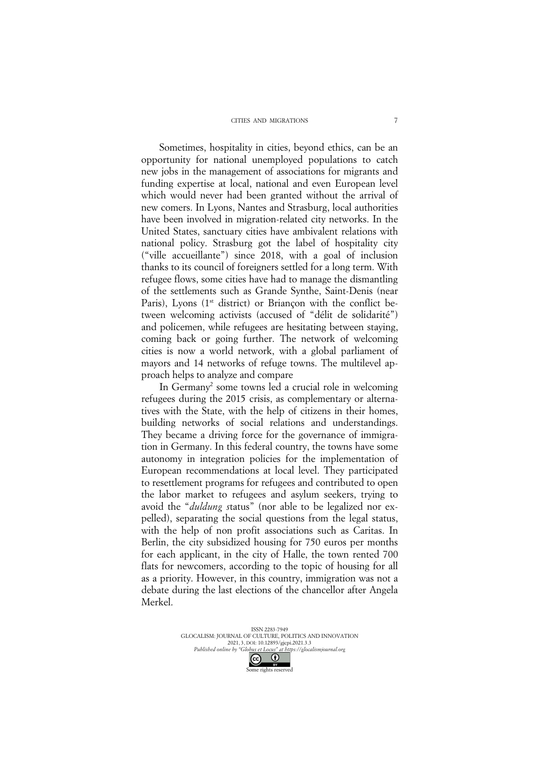Sometimes, hospitality in cities, beyond ethics, can be an opportunity for national unemployed populations to catch new jobs in the management of associations for migrants and funding expertise at local, national and even European level which would never had been granted without the arrival of new comers. In Lyons, Nantes and Strasburg, local authorities have been involved in migration-related city networks. In the United States, sanctuary cities have ambivalent relations with national policy. Strasburg got the label of hospitality city ("ville accueillante") since 2018, with a goal of inclusion thanks to its council of foreigners settled for a long term. With refugee flows, some cities have had to manage the dismantling of the settlements such as Grande Synthe, Saint-Denis (near Paris), Lyons (1st district) or Briançon with the conflict between welcoming activists (accused of "délit de solidarité") and policemen, while refugees are hesitating between staying, coming back or going further. The network of welcoming cities is now a world network, with a global parliament of mayors and 14 networks of refuge towns. The multilevel approach helps to analyze and compare

In Germany[2] some towns led a crucial role in welcoming refugees during the 2015 crisis, as complementary or alternatives with the State, with the help of citizens in their homes, building networks of social relations and understandings. They became a driving force for the governance of immigration in Germany. In this federal country, the towns have some autonomy in integration policies for the implementation of European recommendations at local level. They participated to resettlement programs for refugees and contributed to open the labor market to refugees and asylum seekers, trying to avoid the "*duldung s*tatus" (nor able to be legalized nor expelled), separating the social questions from the legal status, with the help of non profit associations such as Caritas. In Berlin, the city subsidized housing for 750 euros per months for each applicant, in the city of Halle, the town rented 700 flats for newcomers, according to the topic of housing for all as a priority. However, in this country, immigration was not a debate during the last elections of the chancellor after Angela Merkel.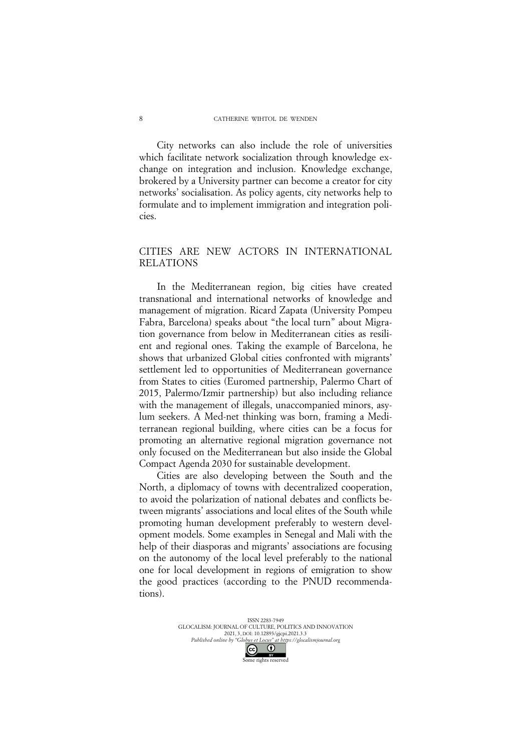City networks can also include the role of universities which facilitate network socialization through knowledge exchange on integration and inclusion. Knowledge exchange, brokered by a University partner can become a creator for city networks' socialisation. As policy agents, city networks help to formulate and to implement immigration and integration policies.

## CITIES ARE NEW ACTORS IN INTERNATIONAL RELATIONS

In the Mediterranean region, big cities have created transnational and international networks of knowledge and management of migration. Ricard Zapata (University Pompeu Fabra, Barcelona) speaks about "the local turn" about Migration governance from below in Mediterranean cities as resilient and regional ones. Taking the example of Barcelona, he shows that urbanized Global cities confronted with migrants' settlement led to opportunities of Mediterranean governance from States to cities (Euromed partnership, Palermo Chart of 2015, Palermo/Izmir partnership) but also including reliance with the management of illegals, unaccompanied minors, asylum seekers. A Med-net thinking was born, framing a Mediterranean regional building, where cities can be a focus for promoting an alternative regional migration governance not only focused on the Mediterranean but also inside the Global Compact Agenda 2030 for sustainable development.

Cities are also developing between the South and the North, a diplomacy of towns with decentralized cooperation, to avoid the polarization of national debates and conflicts between migrants' associations and local elites of the South while promoting human development preferably to western development models. Some examples in Senegal and Mali with the help of their diasporas and migrants' associations are focusing on the autonomy of the local level preferably to the national one for local development in regions of emigration to show the good practices (according to the PNUD recommendations).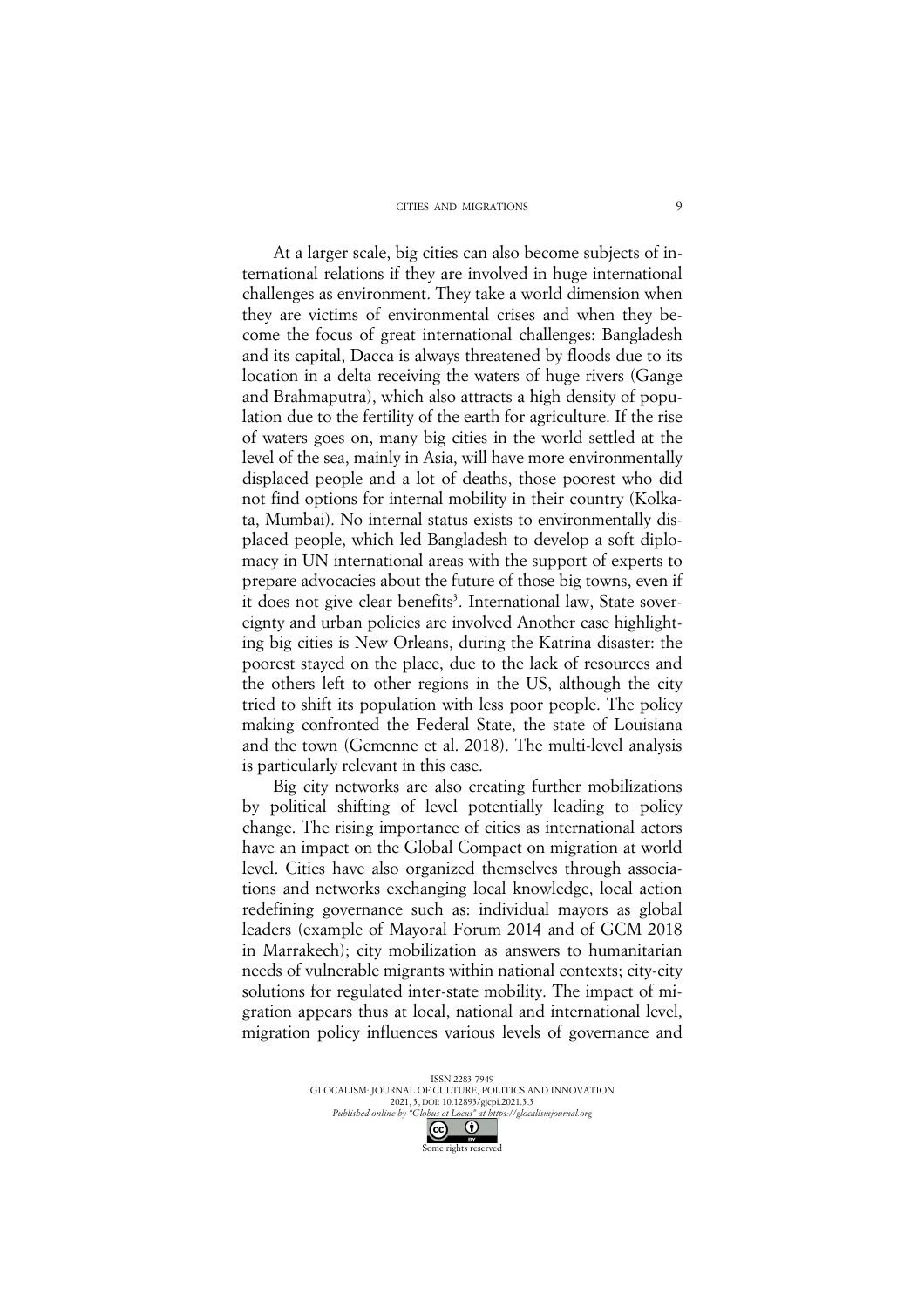At a larger scale, big cities can also become subjects of international relations if they are involved in huge international challenges as environment. They take a world dimension when they are victims of environmental crises and when they become the focus of great international challenges: Bangladesh and its capital, Dacca is always threatened by floods due to its location in a delta receiving the waters of huge rivers (Gange and Brahmaputra), which also attracts a high density of population due to the fertility of the earth for agriculture. If the rise of waters goes on, many big cities in the world settled at the level of the sea, mainly in Asia, will have more environmentally displaced people and a lot of deaths, those poorest who did not find options for internal mobility in their country (Kolkata, Mumbai). No internal status exists to environmentally displaced people, which led Bangladesh to develop a soft diplomacy in UN international areas with the support of experts to prepare advocacies about the future of those big towns, even if it does not give clear benefits[3]. International law, State sovereignty and urban policies are involved Another case highlighting big cities is New Orleans, during the Katrina disaster: the poorest stayed on the place, due to the lack of resources and the others left to other regions in the US, although the city tried to shift its population with less poor people. The policy making confronted the Federal State, the state of Louisiana and the town (Gemenne et al. 2018). The multi-level analysis is particularly relevant in this case.

Big city networks are also creating further mobilizations by political shifting of level potentially leading to policy change. The rising importance of cities as international actors have an impact on the Global Compact on migration at world level. Cities have also organized themselves through associations and networks exchanging local knowledge, local action redefining governance such as: individual mayors as global leaders (example of Mayoral Forum 2014 and of GCM 2018 in Marrakech); city mobilization as answers to humanitarian needs of vulnerable migrants within national contexts; city-city solutions for regulated inter-state mobility. The impact of migration appears thus at local, national and international level, migration policy influences various levels of governance and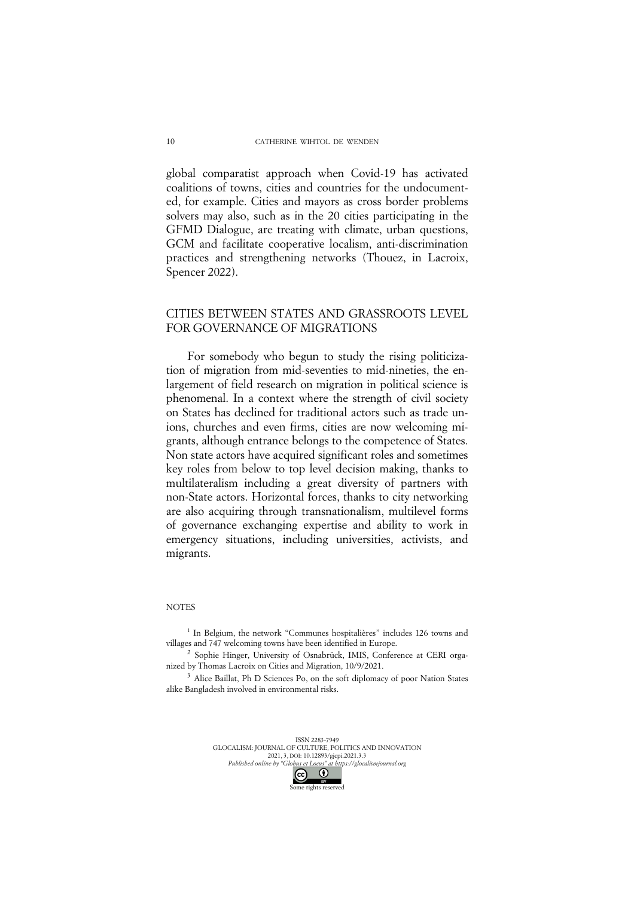global comparatist approach when Covid-19 has activated coalitions of towns, cities and countries for the undocumented, for example. Cities and mayors as cross border problems solvers may also, such as in the 20 cities participating in the GFMD Dialogue, are treating with climate, urban questions, GCM and facilitate cooperative localism, anti-discrimination practices and strengthening networks (Thouez, in Lacroix, Spencer 2022).

## CITIES BETWEEN STATES AND GRASSROOTS LEVEL FOR GOVERNANCE OF MIGRATIONS

For somebody who begun to study the rising politicization of migration from mid-seventies to mid-nineties, the enlargement of field research on migration in political science is phenomenal. In a context where the strength of civil society on States has declined for traditional actors such as trade unions, churches and even firms, cities are now welcoming migrants, although entrance belongs to the competence of States. Non state actors have acquired significant roles and sometimes key roles from below to top level decision making, thanks to multilateralism including a great diversity of partners with non-State actors. Horizontal forces, thanks to city networking are also acquiring through transnationalism, multilevel forms of governance exchanging expertise and ability to work in emergency situations, including universities, activists, and migrants.

NOTES

[1] In Belgium, the network "Communes hospitalières" includes 126 towns and villages and 747 welcoming towns have been identified in Europe.

[2] Sophie Hinger, University of Osnabrück, IMIS, Conference at CERI organized by Thomas Lacroix on Cities and Migration, 10/9/2021.

[3] Alice Baillat, Ph D Sciences Po, on the soft diplomacy of poor Nation States alike Bangladesh involved in environmental risks.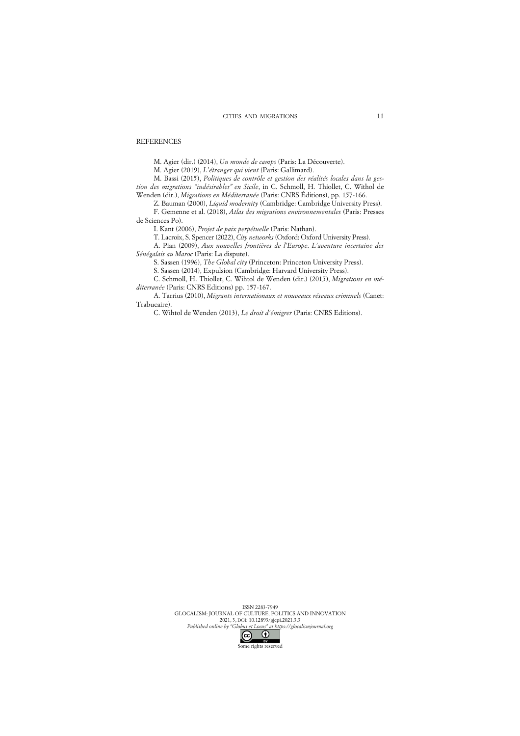## REFERENCES

M. Agier (dir.) (2014), *Un monde de camps* (Paris: La Découverte).

M. Agier (2019), *L'étranger qui vient* (Paris: Gallimard).

M. Bassi (2015), *Politiques de contrôle et gestion des réalités locales dans la gestion des migrations "indésirables" en Sicile*, in C. Schmoll, H. Thiollet, C. Withol de Wenden (dir.), *Migrations en Méditerranée* (Paris: CNRS Éditions), pp. 157-166.

Z. Bauman (2000), *Liquid modernity* (Cambridge: Cambridge University Press).

F. Gemenne et al. (2018), *Atlas des migrations environnementales* (Paris: Presses de Sciences Po).

I. Kant (2006), *Projet de paix perpétuelle* (Paris: Nathan).

T. Lacroix, S. Spencer (2022), *City networks* (Oxford: Oxford University Press).

A. Pian (2009), *Aux nouvelles frontières de l'Europe. L'aventure incertaine des Sénégalais au Maroc* (Paris: La dispute).

S. Sassen (1996), *The Global city* (Princeton: Princeton University Press).

S. Sassen (2014), Expulsion (Cambridge: Harvard University Press).

C. Schmoll, H. Thiollet, C. Wihtol de Wenden (dir.) (2015), *Migrations en méditerranée* (Paris: CNRS Editions) pp. 157-167.

A. Tarrius (2010), *Migrants internationaux et nouveaux réseaux criminels* (Canet: Trabucaire).

C. Wihtol de Wenden (2013), *Le droit d'émigrer* (Paris: CNRS Editions).